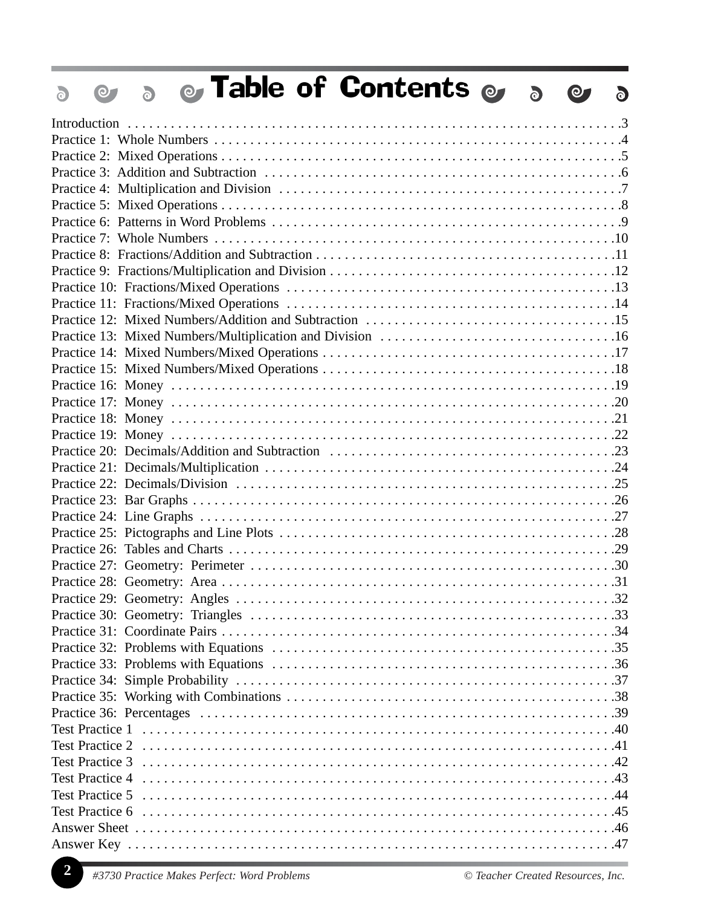# Table of Contents

Introduction . . . . . . . . . . . . . . . . . . . . . . . . . . . . . . . . . . . . . . . . . . . . . . . . . . . . . . . . . . . . . . .3
Practice 1: Whole Numbers . . . . . . . . . . . . . . . . . . . . . . . . . . . . . . . . . . . . . . . . . . . . . . . . . . . . . . .4
Practice 2: Mixed Operations . . . . . . . . . . . . . . . . . . . . . . . . . . . . . . . . . . . . . . . . . . . . . . . . . . . . . .5
Practice 3: Addition and Subtraction . . . . . . . . . . . . . . . . . . . . . . . . . . . . . . . . . . . . . . . . . . . . . . . .6
Practice 4: Multiplication and Division . . . . . . . . . . . . . . . . . . . . . . . . . . . . . . . . . . . . . . . . . . . . . .7
Practice 5: Mixed Operations . . . . . . . . . . . . . . . . . . . . . . . . . . . . . . . . . . . . . . . . . . . . . . . . . . . . . .8
Practice 6: Patterns in Word Problems . . . . . . . . . . . . . . . . . . . . . . . . . . . . . . . . . . . . . . . . . . . . . .9
Practice 7: Whole Numbers . . . . . . . . . . . . . . . . . . . . . . . . . . . . . . . . . . . . . . . . . . . . . . . . . . . . . .10
Practice 8: Fractions/Addition and Subtraction . . . . . . . . . . . . . . . . . . . . . . . . . . . . . . . . . . . . . . .11
Practice 9: Fractions/Multiplication and Division . . . . . . . . . . . . . . . . . . . . . . . . . . . . . . . . . . . . .12
Practice 10: Fractions/Mixed Operations . . . . . . . . . . . . . . . . . . . . . . . . . . . . . . . . . . . . . . . . . . .13
Practice 11: Fractions/Mixed Operations . . . . . . . . . . . . . . . . . . . . . . . . . . . . . . . . . . . . . . . . . . .14
Practice 12: Mixed Numbers/Addition and Subtraction . . . . . . . . . . . . . . . . . . . . . . . . . . . . . . . .15
Practice 13: Mixed Numbers/Multiplication and Division . . . . . . . . . . . . . . . . . . . . . . . . . . . . . .16
Practice 14: Mixed Numbers/Mixed Operations . . . . . . . . . . . . . . . . . . . . . . . . . . . . . . . . . . . . . .17
Practice 15: Mixed Numbers/Mixed Operations . . . . . . . . . . . . . . . . . . . . . . . . . . . . . . . . . . . . . .18
Practice 16: Money . . . . . . . . . . . . . . . . . . . . . . . . . . . . . . . . . . . . . . . . . . . . . . . . . . . . . . . . . . . .19
Practice 17: Money . . . . . . . . . . . . . . . . . . . . . . . . . . . . . . . . . . . . . . . . . . . . . . . . . . . . . . . . . . . .20
Practice 18: Money . . . . . . . . . . . . . . . . . . . . . . . . . . . . . . . . . . . . . . . . . . . . . . . . . . . . . . . . . . . .21
Practice 19: Money . . . . . . . . . . . . . . . . . . . . . . . . . . . . . . . . . . . . . . . . . . . . . . . . . . . . . . . . . . . .22
Practice 20: Decimals/Addition and Subtraction . . . . . . . . . . . . . . . . . . . . . . . . . . . . . . . . . . . . . .23
Practice 21: Decimals/Multiplication . . . . . . . . . . . . . . . . . . . . . . . . . . . . . . . . . . . . . . . . . . . . . . .24
Practice 22: Decimals/Division . . . . . . . . . . . . . . . . . . . . . . . . . . . . . . . . . . . . . . . . . . . . . . . . . . .25
Practice 23: Bar Graphs . . . . . . . . . . . . . . . . . . . . . . . . . . . . . . . . . . . . . . . . . . . . . . . . . . . . . . . . .26
Practice 24: Line Graphs . . . . . . . . . . . . . . . . . . . . . . . . . . . . . . . . . . . . . . . . . . . . . . . . . . . . . . . .27
Practice 25: Pictographs and Line Plots . . . . . . . . . . . . . . . . . . . . . . . . . . . . . . . . . . . . . . . . . . . . .28
Practice 26: Tables and Charts . . . . . . . . . . . . . . . . . . . . . . . . . . . . . . . . . . . . . . . . . . . . . . . . . . .29
Practice 27: Geometry: Perimeter . . . . . . . . . . . . . . . . . . . . . . . . . . . . . . . . . . . . . . . . . . . . . . . . .30
Practice 28: Geometry: Area . . . . . . . . . . . . . . . . . . . . . . . . . . . . . . . . . . . . . . . . . . . . . . . . . . . . .31
Practice 29: Geometry: Angles . . . . . . . . . . . . . . . . . . . . . . . . . . . . . . . . . . . . . . . . . . . . . . . . . . .32
Practice 30: Geometry: Triangles . . . . . . . . . . . . . . . . . . . . . . . . . . . . . . . . . . . . . . . . . . . . . . . . . .33
Practice 31: Coordinate Pairs . . . . . . . . . . . . . . . . . . . . . . . . . . . . . . . . . . . . . . . . . . . . . . . . . . . . .34
Practice 32: Problems with Equations . . . . . . . . . . . . . . . . . . . . . . . . . . . . . . . . . . . . . . . . . . . . . .35
Practice 33: Problems with Equations . . . . . . . . . . . . . . . . . . . . . . . . . . . . . . . . . . . . . . . . . . . . . .36
Practice 34: Simple Probability . . . . . . . . . . . . . . . . . . . . . . . . . . . . . . . . . . . . . . . . . . . . . . . . . . .37
Practice 35: Working with Combinations . . . . . . . . . . . . . . . . . . . . . . . . . . . . . . . . . . . . . . . . . . .38
Practice 36: Percentages . . . . . . . . . . . . . . . . . . . . . . . . . . . . . . . . . . . . . . . . . . . . . . . . . . . . . . . .39
Test Practice 1 . . . . . . . . . . . . . . . . . . . . . . . . . . . . . . . . . . . . . . . . . . . . . . . . . . . . . . . . . . . . . . .40
Test Practice 2 . . . . . . . . . . . . . . . . . . . . . . . . . . . . . . . . . . . . . . . . . . . . . . . . . . . . . . . . . . . . . . .41
Test Practice 3 . . . . . . . . . . . . . . . . . . . . . . . . . . . . . . . . . . . . . . . . . . . . . . . . . . . . . . . . . . . . . . .42
Test Practice 4 . . . . . . . . . . . . . . . . . . . . . . . . . . . . . . . . . . . . . . . . . . . . . . . . . . . . . . . . . . . . . . .43
Test Practice 5 . . . . . . . . . . . . . . . . . . . . . . . . . . . . . . . . . . . . . . . . . . . . . . . . . . . . . . . . . . . . . . .44
Test Practice 6 . . . . . . . . . . . . . . . . . . . . . . . . . . . . . . . . . . . . . . . . . . . . . . . . . . . . . . . . . . . . . . .45
Answer Sheet . . . . . . . . . . . . . . . . . . . . . . . . . . . . . . . . . . . . . . . . . . . . . . . . . . . . . . . . . . . . . . . .46
Answer Key . . . . . . . . . . . . . . . . . . . . . . . . . . . . . . . . . . . . . . . . . . . . . . . . . . . . . . . . . . . . . . . . .47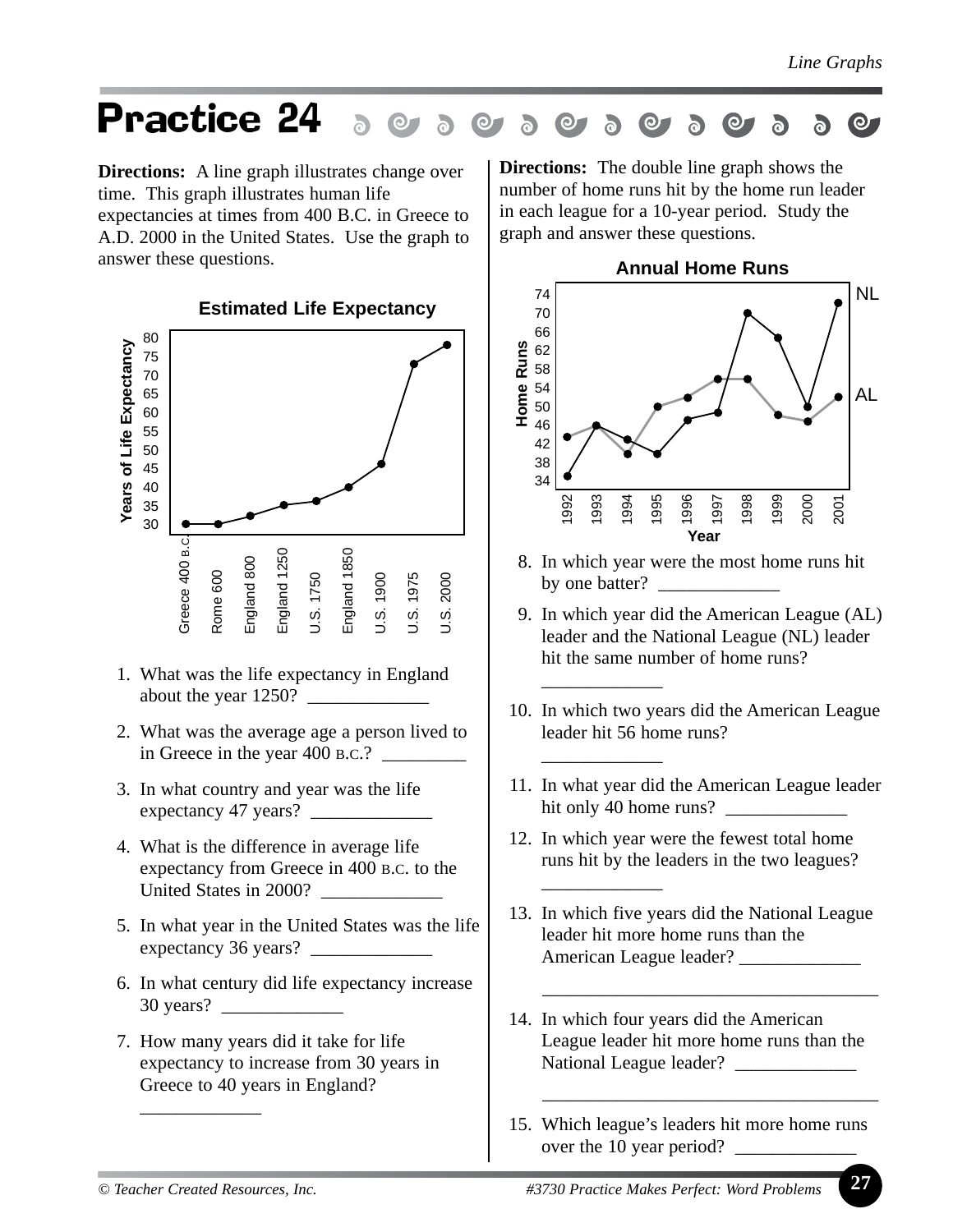# Practice 24

**Directions:** A line graph illustrates change over time. This graph illustrates human life expectancies at times from 400 B.C. in Greece to A.D. 2000 in the United States. Use the graph to answer these questions.

**Estimated Life Expectancy**

Years of Life Expectancy

80
75
70
65
60
55
50
45
40
35
30

Greece 400 B.C.
Rome 600
England 800
England 1250
U.S. 1750
England 1850
U.S. 1900
U.S. 1975
U.S. 2000

1. What was the life expectancy in England about the year 1250? _____________
2. What was the average age a person lived to in Greece in the year 400 B.C.? _________
3. In what country and year was the life expectancy 47 years? _____________
4. What is the difference in average life expectancy from Greece in 400 B.C. to the United States in 2000? _____________
5. In what year in the United States was the life expectancy 36 years? _____________
6. In what century did life expectancy increase 30 years? _____________
7. How many years did it take for life expectancy to increase from 30 years in Greece to 40 years in England? _____________

**Directions:** The double line graph shows the number of home runs hit by the home run leader in each league for a 10-year period. Study the graph and answer these questions.

**Annual Home Runs**

Home Runs

74
70
66
62
58
54
50
46
42
38
34

NL
AL

1992
1993
1994
1995
1996
1997
1998
1999
2000
2001

Year

8. In which year were the most home runs hit by one batter? _____________
9. In which year did the American League (AL) leader and the National League (NL) leader hit the same number of home runs? _____________
10. In which two years did the American League leader hit 56 home runs? _____________
11. In what year did the American League leader hit only 40 home runs? _____________
12. In which year were the fewest total home runs hit by the leaders in the two leagues? _____________
13. In which five years did the National League leader hit more home runs than the American League leader? _____________
    ___________________________________
14. In which four years did the American League leader hit more home runs than the National League leader? _____________
    ___________________________________
15. Which league's leaders hit more home runs over the 10 year period? _____________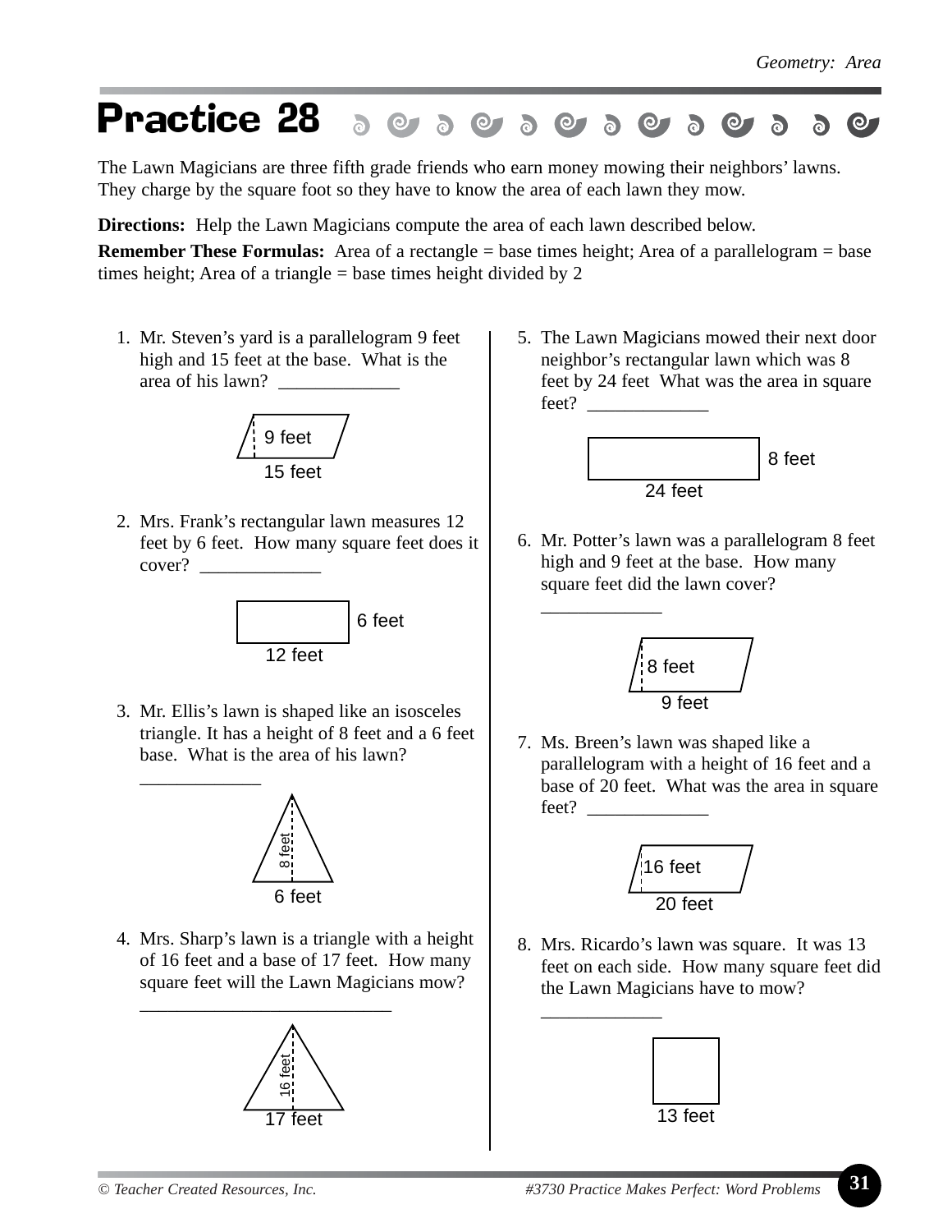# Practice 28

The Lawn Magicians are three fifth grade friends who earn money mowing their neighbors' lawns. They charge by the square foot so they have to know the area of each lawn they mow.

**Directions:** Help the Lawn Magicians compute the area of each lawn described below.

**Remember These Formulas:** Area of a rectangle = base times height; Area of a parallelogram = base times height; Area of a triangle = base times height divided by 2

1. Mr. Steven's yard is a parallelogram 9 feet high and 15 feet at the base. What is the area of his lawn? _____________

   9 feet
   15 feet

2. Mrs. Frank's rectangular lawn measures 12 feet by 6 feet. How many square feet does it cover? _____________

   6 feet
   12 feet

3. Mr. Ellis's lawn is shaped like an isosceles triangle. It has a height of 8 feet and a 6 feet base. What is the area of his lawn? _____________

   8 feet
   6 feet

4. Mrs. Sharp's lawn is a triangle with a height of 16 feet and a base of 17 feet. How many square feet will the Lawn Magicians mow? __________________________

   16 feet
   17 feet

5. The Lawn Magicians mowed their next door neighbor's rectangular lawn which was 8 feet by 24 feet What was the area in square feet? _____________

   8 feet
   24 feet

6. Mr. Potter's lawn was a parallelogram 8 feet high and 9 feet at the base. How many square feet did the lawn cover? _____________

   8 feet
   9 feet

7. Ms. Breen's lawn was shaped like a parallelogram with a height of 16 feet and a base of 20 feet. What was the area in square feet? _____________

   16 feet
   20 feet

8. Mrs. Ricardo's lawn was square. It was 13 feet on each side. How many square feet did the Lawn Magicians have to mow? _____________

   13 feet